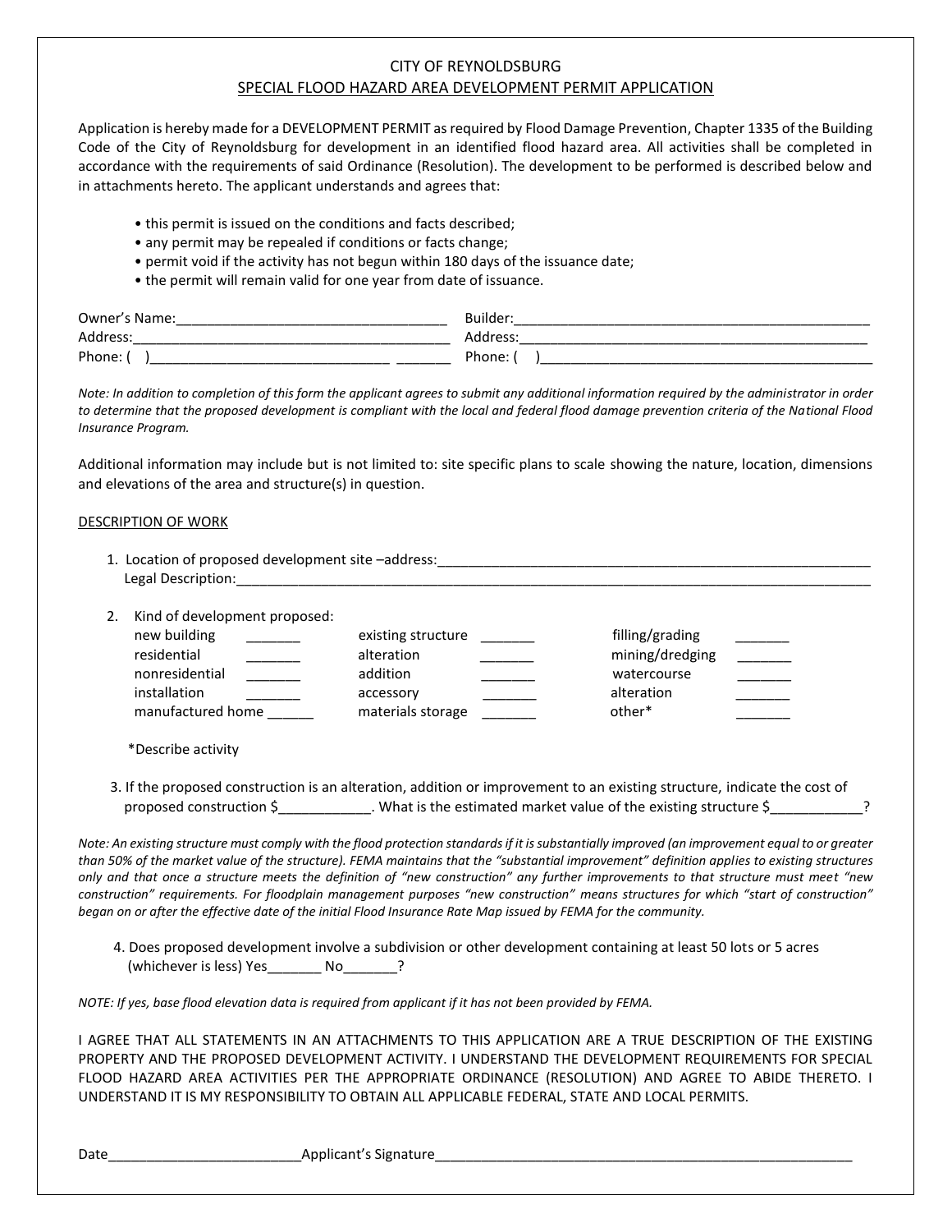# CITY OF REYNOLDSBURG

## SPECIAL FLOOD HAZARD AREA DEVELOPMENT PERMIT APPLICATION

Application is hereby made for a DEVELOPMENT PERMIT as required by Flood Damage Prevention, Chapter 1335 of the Building Code of the City of Reynoldsburg for development in an identified flood hazard area. All activities shall be completed in accordance with the requirements of said Ordinance (Resolution). The development to be performed is described below and in attachments hereto. The applicant understands and agrees that:

- this permit is issued on the conditions and facts described;
- any permit may be repealed if conditions or facts change;
- permit void if the activity has not begun within 180 days of the issuance date;
- the permit will remain valid for one year from date of issuance.

Owner's Name:___________________________________ Builder:_______________________________________________

Address:_________________________________________ Address:______________________________________________

Phone: ( )______________________________ _______ Phone: ( )___________________________________________

*Note: In addition to completion of this form the applicant agrees to submit any additional information required by the administrator in order to determine that the proposed development is compliant with the local and federal flood damage prevention criteria of the National Flood Insurance Program.*

Additional information may include but is not limited to: site specific plans to scale showing the nature, location, dimensions and elevations of the area and structure(s) in question.

DESCRIPTION OF WORK

1. Location of proposed development site –address:_________________________________________________________
   Legal Description:___________________________________________________________________________________

2. Kind of development proposed:

| | | | | | |
|---|---|---|---|---|---|
| new building | _______ | existing structure | _______ | filling/grading | _______ |
| residential | _______ | alteration | _______ | mining/dredging | _______ |
| nonresidential | _______ | addition | _______ | watercourse | _______ |
| installation | _______ | accessory | _______ | alteration | _______ |
| manufactured home | ______ | materials storage | _______ | other* | _______ |

   *Describe activity

3. If the proposed construction is an alteration, addition or improvement to an existing structure, indicate the cost of proposed construction $____________. What is the estimated market value of the existing structure $____________?

*Note: An existing structure must comply with the flood protection standards if it is substantially improved (an improvement equal to or greater than 50% of the market value of the structure). FEMA maintains that the "substantial improvement" definition applies to existing structures only and that once a structure meets the definition of "new construction" any further improvements to that structure must meet "new construction" requirements. For floodplain management purposes "new construction" means structures for which "start of construction" began on or after the effective date of the initial Flood Insurance Rate Map issued by FEMA for the community.*

4. Does proposed development involve a subdivision or other development containing at least 50 lots or 5 acres (whichever is less) Yes_______ No_______?

*NOTE: If yes, base flood elevation data is required from applicant if it has not been provided by FEMA.*

I AGREE THAT ALL STATEMENTS IN AN ATTACHMENTS TO THIS APPLICATION ARE A TRUE DESCRIPTION OF THE EXISTING PROPERTY AND THE PROPOSED DEVELOPMENT ACTIVITY. I UNDERSTAND THE DEVELOPMENT REQUIREMENTS FOR SPECIAL FLOOD HAZARD AREA ACTIVITIES PER THE APPROPRIATE ORDINANCE (RESOLUTION) AND AGREE TO ABIDE THERETO. I UNDERSTAND IT IS MY RESPONSIBILITY TO OBTAIN ALL APPLICABLE FEDERAL, STATE AND LOCAL PERMITS.

Date_________________________Applicant's Signature_________________________________________________________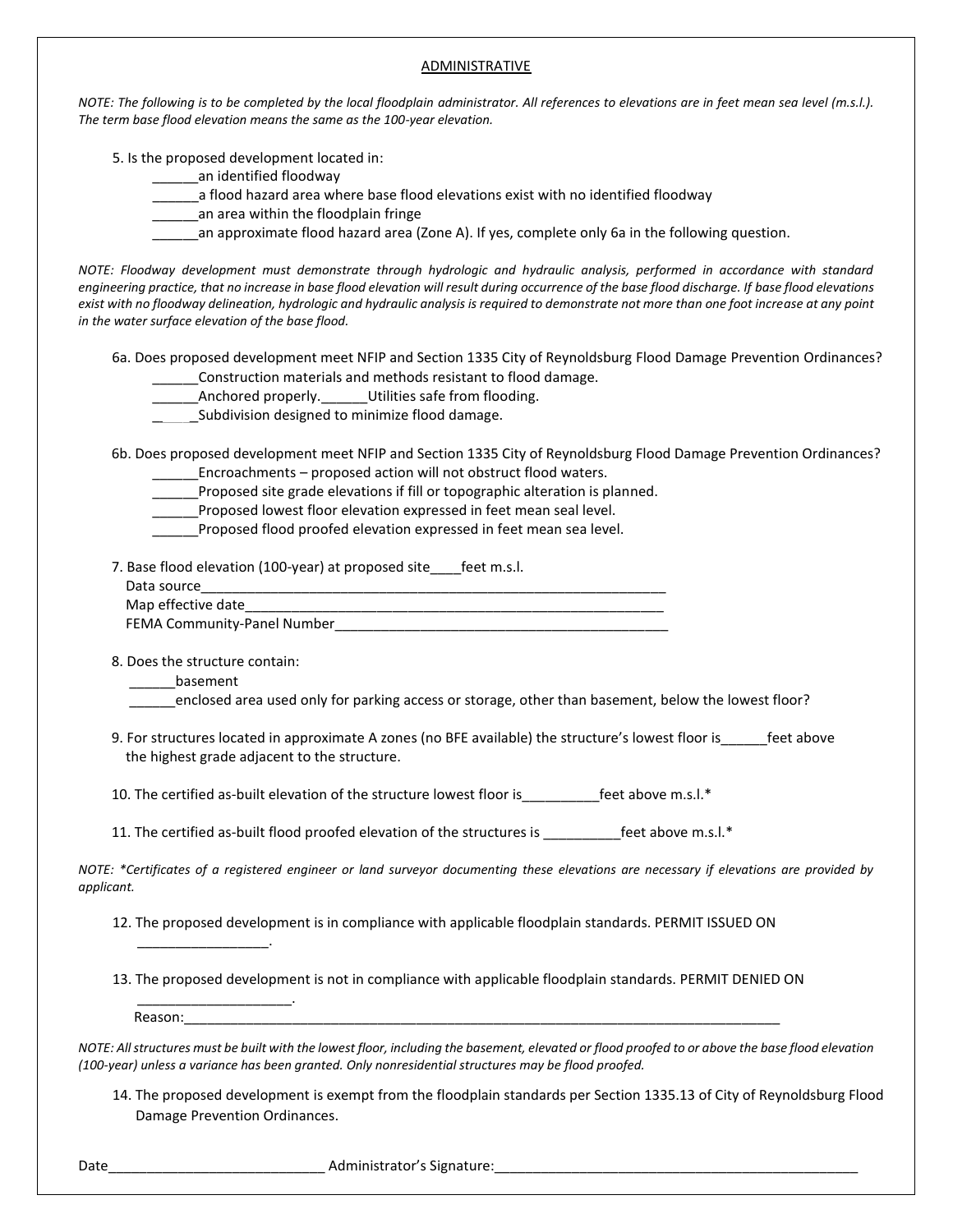## ADMINISTRATIVE

*NOTE: The following is to be completed by the local floodplain administrator. All references to elevations are in feet mean sea level (m.s.l.). The term base flood elevation means the same as the 100-year elevation.*

5. Is the proposed development located in:
   ______an identified floodway
   ______a flood hazard area where base flood elevations exist with no identified floodway
   ______an area within the floodplain fringe
   ______an approximate flood hazard area (Zone A). If yes, complete only 6a in the following question.

*NOTE: Floodway development must demonstrate through hydrologic and hydraulic analysis, performed in accordance with standard engineering practice, that no increase in base flood elevation will result during occurrence of the base flood discharge. If base flood elevations exist with no floodway delineation, hydrologic and hydraulic analysis is required to demonstrate not more than one foot increase at any point in the water surface elevation of the base flood.*

6a. Does proposed development meet NFIP and Section 1335 City of Reynoldsburg Flood Damage Prevention Ordinances?
   ______Construction materials and methods resistant to flood damage.
   ______Anchored properly.______Utilities safe from flooding.
   ______Subdivision designed to minimize flood damage.

6b. Does proposed development meet NFIP and Section 1335 City of Reynoldsburg Flood Damage Prevention Ordinances?
   ______Encroachments – proposed action will not obstruct flood waters.
   ______Proposed site grade elevations if fill or topographic alteration is planned.
   ______Proposed lowest floor elevation expressed in feet mean seal level.
   ______Proposed flood proofed elevation expressed in feet mean sea level.

7. Base flood elevation (100-year) at proposed site____feet m.s.l.
   Data source_______________________________________________________________
   Map effective date__________________________________________________________
   FEMA Community-Panel Number____________________________________________

8. Does the structure contain:
   ______basement
   ______enclosed area used only for parking access or storage, other than basement, below the lowest floor?

9. For structures located in approximate A zones (no BFE available) the structure's lowest floor is______feet above the highest grade adjacent to the structure.

10. The certified as-built elevation of the structure lowest floor is__________feet above m.s.l.*

11. The certified as-built flood proofed elevation of the structures is __________feet above m.s.l.*

*NOTE: \*Certificates of a registered engineer or land surveyor documenting these elevations are necessary if elevations are provided by applicant.*

12. The proposed development is in compliance with applicable floodplain standards. PERMIT ISSUED ON _________________.

13. The proposed development is not in compliance with applicable floodplain standards. PERMIT DENIED ON _____________________.
    Reason:_________________________________________________________________________________

*NOTE: All structures must be built with the lowest floor, including the basement, elevated or flood proofed to or above the base flood elevation (100-year) unless a variance has been granted. Only nonresidential structures may be flood proofed.*

14. The proposed development is exempt from the floodplain standards per Section 1335.13 of City of Reynoldsburg Flood Damage Prevention Ordinances.

Date____________________________ Administrator's Signature:_________________________________________________